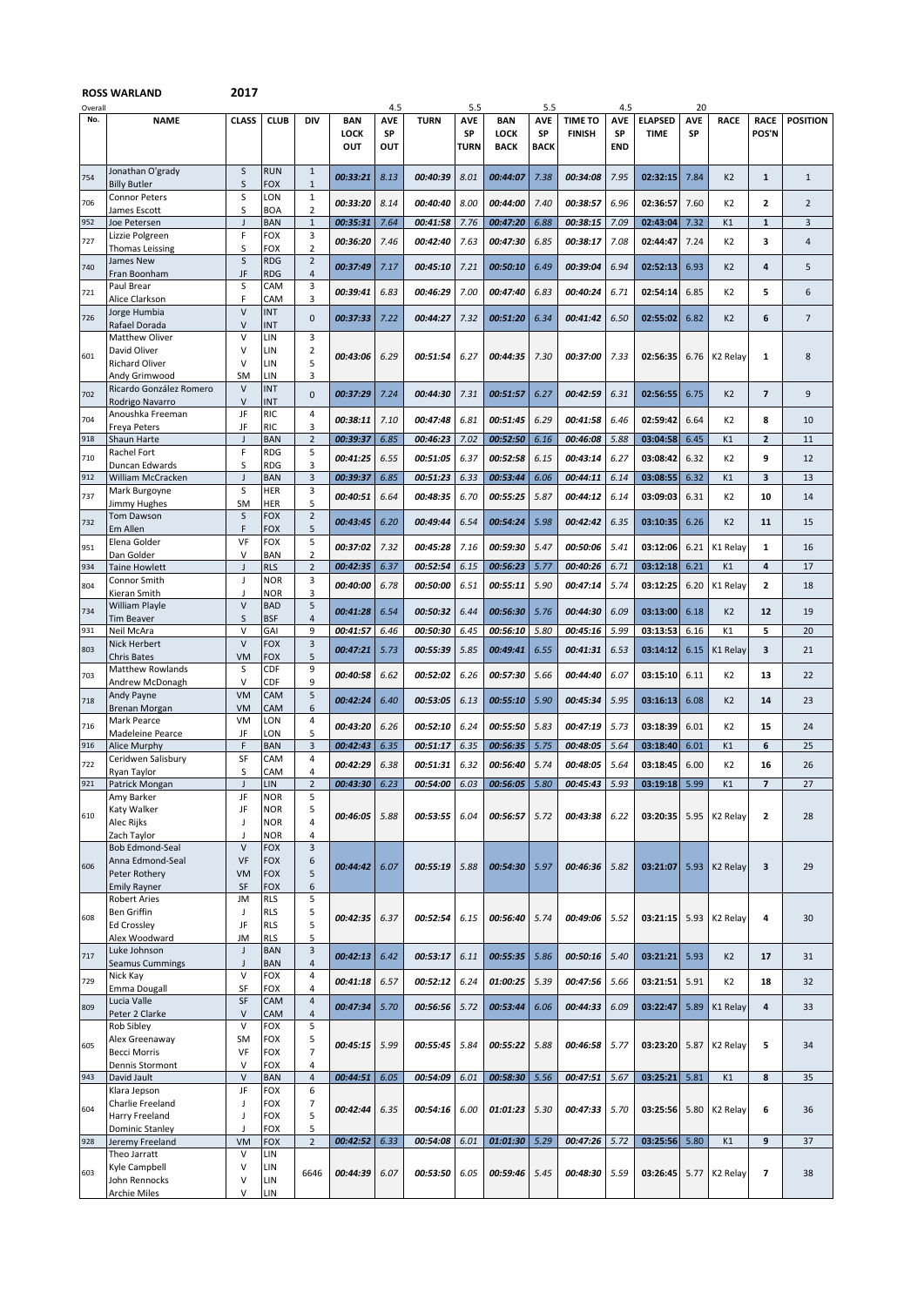**ROSS WARLAND** 2017

| Overall No. | NAME | CLASS | CLUB | DIV | BAN LOCK OUT | AVE SP OUT | TURN | AVE SP TURN | BAN LOCK BACK | AVE SP BACK | TIME TO FINISH | AVE SP END | ELAPSED TIME | AVE SP | RACE | RACE POS'N | POSITION |
|---|---|---|---|---|---|---|---|---|---|---|---|---|---|---|---|---|---|
| | | | | | | 4.5 | | 5.5 | | 5.5 | | 4.5 | | 20 | | | |
| 754 | Jonathan O'grady<br>Billy Butler | S<br>S | RUN<br>FOX | 1<br>1 | 00:33:21 | 8.13 | 00:40:39 | 8.01 | 00:44:07 | 7.38 | 00:34:08 | 7.95 | 02:32:15 | 7.84 | K2 | 1 | 1 |
| 706 | Connor Peters<br>James Escott | S<br>S | LON<br>BOA | 1<br>2 | 00:33:20 | 8.14 | 00:40:40 | 8.00 | 00:44:00 | 7.40 | 00:38:57 | 6.96 | 02:36:57 | 7.60 | K2 | 2 | 2 |
| 952 | Joe Petersen | J | BAN | 1 | 00:35:31 | 7.64 | 00:41:58 | 7.76 | 00:47:20 | 6.88 | 00:38:15 | 7.09 | 02:43:04 | 7.32 | K1 | 1 | 3 |
| 727 | Lizzie Polgreen<br>Thomas Leissing | F<br>S | FOX<br>FOX | 3<br>2 | 00:36:20 | 7.46 | 00:42:40 | 7.63 | 00:47:30 | 6.85 | 00:38:17 | 7.08 | 02:44:47 | 7.24 | K2 | 3 | 4 |
| 740 | James New<br>Fran Boonham | S<br>JF | RDG<br>RDG | 2<br>4 | 00:37:49 | 7.17 | 00:45:10 | 7.21 | 00:50:10 | 6.49 | 00:39:04 | 6.94 | 02:52:13 | 6.93 | K2 | 4 | 5 |
| 721 | Paul Brear<br>Alice Clarkson | S<br>F | CAM<br>CAM | 3<br>3 | 00:39:41 | 6.83 | 00:46:29 | 7.00 | 00:47:40 | 6.83 | 00:40:24 | 6.71 | 02:54:14 | 6.85 | K2 | 5 | 6 |
| 726 | Jorge Humbia<br>Rafael Dorada | V<br>V | INT<br>INT | 0 | 00:37:33 | 7.22 | 00:44:27 | 7.32 | 00:51:20 | 6.34 | 00:41:42 | 6.50 | 02:55:02 | 6.82 | K2 | 6 | 7 |
| 601 | Matthew Oliver<br>David Oliver<br>Richard Oliver<br>Andy Grimwood | V<br>V<br>V<br>SM | LIN<br>LIN<br>LIN<br>LIN | 3<br>2<br>5<br>3 | 00:43:06 | 6.29 | 00:51:54 | 6.27 | 00:44:35 | 7.30 | 00:37:00 | 7.33 | 02:56:35 | 6.76 | K2 Relay | 1 | 8 |
| 702 | Ricardo González Romero<br>Rodrigo Navarro | V<br>V | INT<br>INT | 0 | 00:37:29 | 7.24 | 00:44:30 | 7.31 | 00:51:57 | 6.27 | 00:42:59 | 6.31 | 02:56:55 | 6.75 | K2 | 7 | 9 |
| 704 | Anoushka Freeman<br>Freya Peters | JF<br>JF | RIC<br>RIC | 4<br>3 | 00:38:11 | 7.10 | 00:47:48 | 6.81 | 00:51:45 | 6.29 | 00:41:58 | 6.46 | 02:59:42 | 6.64 | K2 | 8 | 10 |
| 918 | Shaun Harte | J | BAN | 2 | 00:39:37 | 6.85 | 00:46:23 | 7.02 | 00:52:50 | 6.16 | 00:46:08 | 5.88 | 03:04:58 | 6.45 | K1 | 2 | 11 |
| 710 | Rachel Fort<br>Duncan Edwards | F<br>S | RDG<br>RDG | 5<br>3 | 00:41:25 | 6.55 | 00:51:05 | 6.37 | 00:52:58 | 6.15 | 00:43:14 | 6.27 | 03:08:42 | 6.32 | K2 | 9 | 12 |
| 912 | William McCracken | J | BAN | 3 | 00:39:37 | 6.85 | 00:51:23 | 6.33 | 00:53:44 | 6.06 | 00:44:11 | 6.14 | 03:08:55 | 6.32 | K1 | 3 | 13 |
| 737 | Mark Burgoyne<br>Jimmy Hughes | S<br>SM | HER<br>HER | 3<br>5 | 00:40:51 | 6.64 | 00:48:35 | 6.70 | 00:55:25 | 5.87 | 00:44:12 | 6.14 | 03:09:03 | 6.31 | K2 | 10 | 14 |
| 732 | Tom Dawson<br>Em Allen | S<br>F | FOX<br>FOX | 2<br>5 | 00:43:45 | 6.20 | 00:49:44 | 6.54 | 00:54:24 | 5.98 | 00:42:42 | 6.35 | 03:10:35 | 6.26 | K2 | 11 | 15 |
| 951 | Elena Golder<br>Dan Golder | VF<br>V | FOX<br>BAN | 5<br>2 | 00:37:02 | 7.32 | 00:45:28 | 7.16 | 00:59:30 | 5.47 | 00:50:06 | 5.41 | 03:12:06 | 6.21 | K1 Relay | 1 | 16 |
| 934 | Taine Howlett | J | RLS | 2 | 00:42:35 | 6.37 | 00:52:54 | 6.15 | 00:56:23 | 5.77 | 00:40:26 | 6.71 | 03:12:18 | 6.21 | K1 | 4 | 17 |
| 804 | Connor Smith<br>Kieran Smith | J<br>J | NOR<br>NOR | 3<br>3 | 00:40:00 | 6.78 | 00:50:00 | 6.51 | 00:55:11 | 5.90 | 00:47:14 | 5.74 | 03:12:25 | 6.20 | K1 Relay | 2 | 18 |
| 734 | William Playle<br>Tim Beaver | V<br>S | BAD<br>BSF | 5<br>4 | 00:41:28 | 6.54 | 00:50:32 | 6.44 | 00:56:30 | 5.76 | 00:44:30 | 6.09 | 03:13:00 | 6.18 | K2 | 12 | 19 |
| 931 | Neil McAra | V | GAI | 9 | 00:41:57 | 6.46 | 00:50:30 | 6.45 | 00:56:10 | 5.80 | 00:45:16 | 5.99 | 03:13:53 | 6.16 | K1 | 5 | 20 |
| 803 | Nick Herbert<br>Chris Bates | V<br>VM | FOX<br>FOX | 3<br>5 | 00:47:21 | 5.73 | 00:55:39 | 5.85 | 00:49:41 | 6.55 | 00:41:31 | 6.53 | 03:14:12 | 6.15 | K1 Relay | 3 | 21 |
| 703 | Matthew Rowlands<br>Andrew McDonagh | S<br>V | CDF<br>CDF | 9<br>9 | 00:40:58 | 6.62 | 00:52:02 | 6.26 | 00:57:30 | 5.66 | 00:44:40 | 6.07 | 03:15:10 | 6.11 | K2 | 13 | 22 |
| 718 | Andy Payne<br>Brenan Morgan | VM<br>VM | CAM<br>CAM | 5<br>6 | 00:42:24 | 6.40 | 00:53:05 | 6.13 | 00:55:10 | 5.90 | 00:45:34 | 5.95 | 03:16:13 | 6.08 | K2 | 14 | 23 |
| 716 | Mark Pearce<br>Madeleine Pearce | VM<br>JF | LON<br>LON | 4<br>5 | 00:43:20 | 6.26 | 00:52:10 | 6.24 | 00:55:50 | 5.83 | 00:47:19 | 5.73 | 03:18:39 | 6.01 | K2 | 15 | 24 |
| 916 | Alice Murphy | F | BAN | 3 | 00:42:43 | 6.35 | 00:51:17 | 6.35 | 00:56:35 | 5.75 | 00:48:05 | 5.64 | 03:18:40 | 6.01 | K1 | 6 | 25 |
| 722 | Ceridwen Salisbury<br>Ryan Taylor | SF<br>S | CAM<br>CAM | 4<br>4 | 00:42:29 | 6.38 | 00:51:31 | 6.32 | 00:56:40 | 5.74 | 00:48:05 | 5.64 | 03:18:45 | 6.00 | K2 | 16 | 26 |
| 921 | Patrick Mongan | J | LIN | 2 | 00:43:30 | 6.23 | 00:54:00 | 6.03 | 00:56:05 | 5.80 | 00:45:43 | 5.93 | 03:19:18 | 5.99 | K1 | 7 | 27 |
| 610 | Amy Barker<br>Katy Walker<br>Alec Rijks<br>Zach Taylor | JF<br>JF<br>J<br>J | NOR<br>NOR<br>NOR<br>NOR | 5<br>5<br>4<br>4 | 00:46:05 | 5.88 | 00:53:55 | 6.04 | 00:56:57 | 5.72 | 00:43:38 | 6.22 | 03:20:35 | 5.95 | K2 Relay | 2 | 28 |
| 606 | Bob Edmond-Seal<br>Anna Edmond-Seal<br>Peter Rothery<br>Emily Rayner | V<br>VF<br>VM<br>SF | FOX<br>FOX<br>FOX<br>FOX | 3<br>6<br>5<br>6 | 00:44:42 | 6.07 | 00:55:19 | 5.88 | 00:54:30 | 5.97 | 00:46:36 | 5.82 | 03:21:07 | 5.93 | K2 Relay | 3 | 29 |
| 608 | Robert Aries<br>Ben Griffin<br>Ed Crossley<br>Alex Woodward | JM<br>J<br>JF<br>JM | RLS<br>RLS<br>RLS<br>RLS | 5<br>5<br>5<br>5 | 00:42:35 | 6.37 | 00:52:54 | 6.15 | 00:56:40 | 5.74 | 00:49:06 | 5.52 | 03:21:15 | 5.93 | K2 Relay | 4 | 30 |
| 717 | Luke Johnson<br>Seamus Cummings | J<br>J | BAN<br>BAN | 3<br>4 | 00:42:13 | 6.42 | 00:53:17 | 6.11 | 00:55:35 | 5.86 | 00:50:16 | 5.40 | 03:21:21 | 5.93 | K2 | 17 | 31 |
| 729 | Nick Kay<br>Emma Dougall | V<br>SF | FOX<br>FOX | 4<br>4 | 00:41:18 | 6.57 | 00:52:12 | 6.24 | 01:00:25 | 5.39 | 00:47:56 | 5.66 | 03:21:51 | 5.91 | K2 | 18 | 32 |
| 809 | Lucia Valle<br>Peter 2 Clarke | SF<br>V | CAM<br>CAM | 4<br>4 | 00:47:34 | 5.70 | 00:56:56 | 5.72 | 00:53:44 | 6.06 | 00:44:33 | 6.09 | 03:22:47 | 5.89 | K1 Relay | 4 | 33 |
| 605 | Rob Sibley<br>Alex Greenaway<br>Becci Morris<br>Dennis Stormont | V<br>SM<br>VF<br>V | FOX<br>FOX<br>FOX<br>FOX | 5<br>5<br>7<br>4 | 00:45:15 | 5.99 | 00:55:45 | 5.84 | 00:55:22 | 5.88 | 00:46:58 | 5.77 | 03:23:20 | 5.87 | K2 Relay | 5 | 34 |
| 943 | David Jault | V | BAN | 4 | 00:44:51 | 6.05 | 00:54:09 | 6.01 | 00:58:30 | 5.56 | 00:47:51 | 5.67 | 03:25:21 | 5.81 | K1 | 8 | 35 |
| 604 | Klara Jepson<br>Charlie Freeland<br>Harry Freeland<br>Dominic Stanley | JF<br>J<br>J<br>J | FOX<br>FOX<br>FOX<br>FOX | 6<br>7<br>5<br>5 | 00:42:44 | 6.35 | 00:54:16 | 6.00 | 01:01:23 | 5.30 | 00:47:33 | 5.70 | 03:25:56 | 5.80 | K2 Relay | 6 | 36 |
| 928 | Jeremy Freeland | VM | FOX | 2 | 00:42:52 | 6.33 | 00:54:08 | 6.01 | 01:01:30 | 5.29 | 00:47:26 | 5.72 | 03:25:56 | 5.80 | K1 | 9 | 37 |
| 603 | Theo Jarratt<br>Kyle Campbell<br>John Rennocks<br>Archie Miles | V<br>V<br>V<br>V | LIN<br>LIN<br>LIN<br>LIN | 6646 | 00:44:39 | 6.07 | 00:53:50 | 6.05 | 00:59:46 | 5.45 | 00:48:30 | 5.59 | 03:26:45 | 5.77 | K2 Relay | 7 | 38 |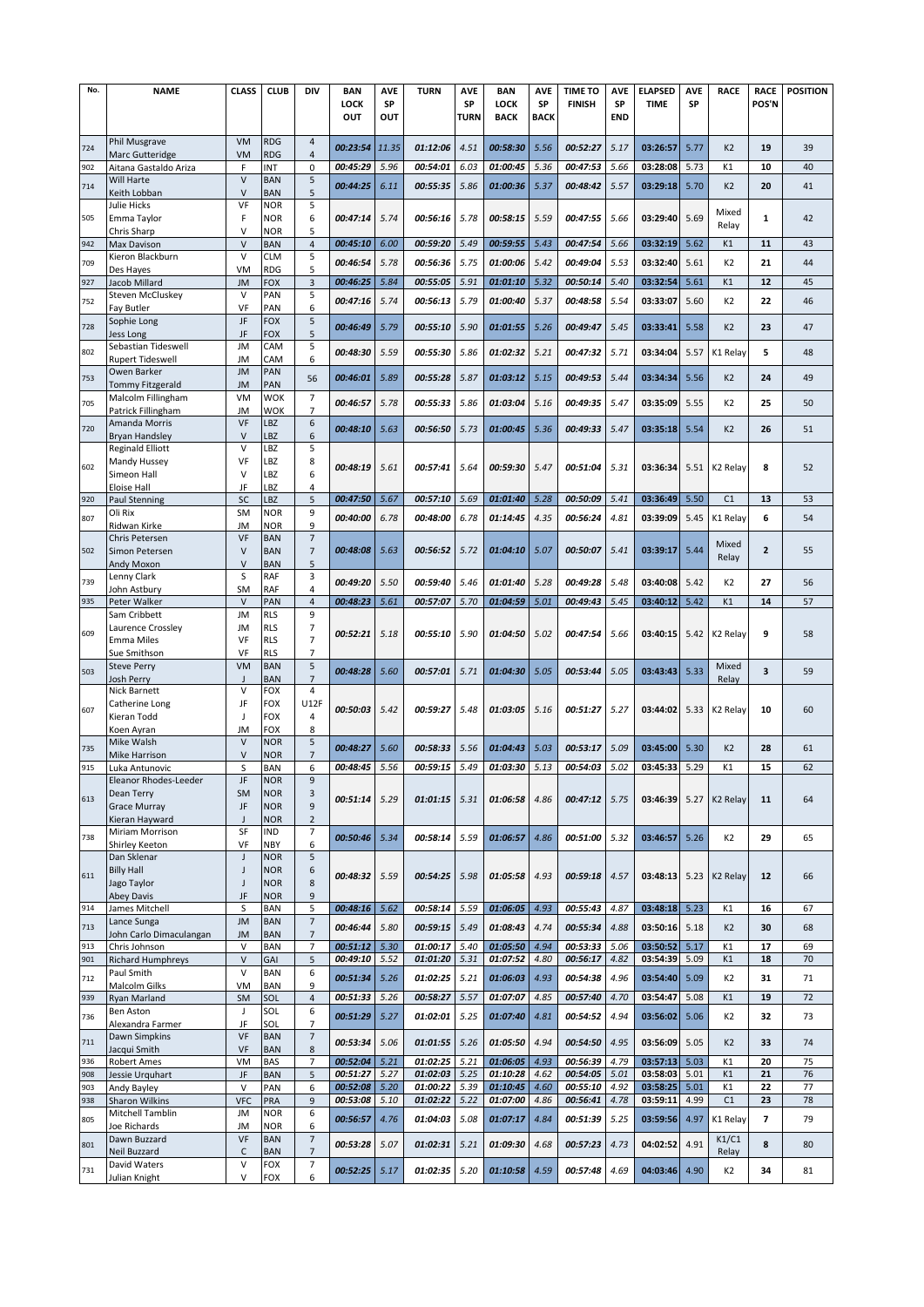| No. | NAME | CLASS | CLUB | DIV | BAN LOCK OUT | AVE SP OUT | TURN | AVE SP TURN | BAN LOCK BACK | AVE SP BACK | TIME TO FINISH | AVE SP END | ELAPSED TIME | AVE SP | RACE | RACE POS'N | POSITION |
|---|---|---|---|---|---|---|---|---|---|---|---|---|---|---|---|---|---|
| 724 | Phil Musgrave<br>Marc Gutteridge | VM<br>VM | RDG<br>RDG | 4<br>4 | 00:23:54 | 11.35 | 01:12:06 | 4.51 | 00:58:30 | 5.56 | 00:52:27 | 5.17 | 03:26:57 | 5.77 | K2 | 19 | 39 |
| 902 | Aitana Gastaldo Ariza | F | INT | 0 | 00:45:29 | 5.96 | 00:54:01 | 6.03 | 01:00:45 | 5.36 | 00:47:53 | 5.66 | 03:28:08 | 5.73 | K1 | 10 | 40 |
| 714 | Will Harte<br>Keith Lobban | V<br>V | BAN<br>BAN | 5<br>5 | 00:44:25 | 6.11 | 00:55:35 | 5.86 | 01:00:36 | 5.37 | 00:48:42 | 5.57 | 03:29:18 | 5.70 | K2 | 20 | 41 |
| 505 | Julie Hicks<br>Emma Taylor<br>Chris Sharp | VF<br>F<br>V | NOR<br>NOR<br>NOR | 5<br>6<br>5 | 00:47:14 | 5.74 | 00:56:16 | 5.78 | 00:58:15 | 5.59 | 00:47:55 | 5.66 | 03:29:40 | 5.69 | Mixed Relay | 1 | 42 |
| 942 | Max Davison | V | BAN | 4 | 00:45:10 | 6.00 | 00:59:20 | 5.49 | 00:59:55 | 5.43 | 00:47:54 | 5.66 | 03:32:19 | 5.62 | K1 | 11 | 43 |
| 709 | Kieron Blackburn<br>Des Hayes | V<br>VM | CLM<br>RDG | 5<br>5 | 00:46:54 | 5.78 | 00:56:36 | 5.75 | 01:00:06 | 5.42 | 00:49:04 | 5.53 | 03:32:40 | 5.61 | K2 | 21 | 44 |
| 927 | Jacob Millard | JM | FOX | 3 | 00:46:25 | 5.84 | 00:55:05 | 5.91 | 01:01:10 | 5.32 | 00:50:14 | 5.40 | 03:32:54 | 5.61 | K1 | 12 | 45 |
| 752 | Steven McCluskey<br>Fay Butler | V<br>VF | PAN<br>PAN | 5<br>6 | 00:47:16 | 5.74 | 00:56:13 | 5.79 | 01:00:40 | 5.37 | 00:48:58 | 5.54 | 03:33:07 | 5.60 | K2 | 22 | 46 |
| 728 | Sophie Long<br>Jess Long | JF<br>JF | FOX<br>FOX | 5<br>5 | 00:46:49 | 5.79 | 00:55:10 | 5.90 | 01:01:55 | 5.26 | 00:49:47 | 5.45 | 03:33:41 | 5.58 | K2 | 23 | 47 |
| 802 | Sebastian Tideswell<br>Rupert Tideswell | JM<br>JM | CAM<br>CAM | 5<br>6 | 00:48:30 | 5.59 | 00:55:30 | 5.86 | 01:02:32 | 5.21 | 00:47:32 | 5.71 | 03:34:04 | 5.57 | K1 Relay | 5 | 48 |
| 753 | Owen Barker<br>Tommy Fitzgerald | JM<br>JM | PAN<br>PAN | 56 | 00:46:01 | 5.89 | 00:55:28 | 5.87 | 01:03:12 | 5.15 | 00:49:53 | 5.44 | 03:34:34 | 5.56 | K2 | 24 | 49 |
| 705 | Malcolm Fillingham<br>Patrick Fillingham | VM<br>JM | WOK<br>WOK | 7<br>7 | 00:46:57 | 5.78 | 00:55:33 | 5.86 | 01:03:04 | 5.16 | 00:49:35 | 5.47 | 03:35:09 | 5.55 | K2 | 25 | 50 |
| 720 | Amanda Morris<br>Bryan Handsley | VF<br>V | LBZ<br>LBZ | 6<br>6 | 00:48:10 | 5.63 | 00:56:50 | 5.73 | 01:00:45 | 5.36 | 00:49:33 | 5.47 | 03:35:18 | 5.54 | K2 | 26 | 51 |
| 602 | Reginald Elliott<br>Mandy Hussey<br>Simeon Hall<br>Eloise Hall | V<br>VF<br>V<br>JF | LBZ<br>LBZ<br>LBZ<br>LBZ | 5<br>8<br>6<br>4 | 00:48:19 | 5.61 | 00:57:41 | 5.64 | 00:59:30 | 5.47 | 00:51:04 | 5.31 | 03:36:34 | 5.51 | K2 Relay | 8 | 52 |
| 920 | Paul Stenning | SC | LBZ | 5 | 00:47:50 | 5.67 | 00:57:10 | 5.69 | 01:01:40 | 5.28 | 00:50:09 | 5.41 | 03:36:49 | 5.50 | C1 | 13 | 53 |
| 807 | Oli Rix<br>Ridwan Kirke | SM<br>JM | NOR<br>NOR | 9<br>9 | 00:40:00 | 6.78 | 00:48:00 | 6.78 | 01:14:45 | 4.35 | 00:56:24 | 4.81 | 03:39:09 | 5.45 | K1 Relay | 6 | 54 |
| 502 | Chris Petersen<br>Simon Petersen<br>Andy Moxon | VF<br>V<br>V | BAN<br>BAN<br>BAN | 7<br>7<br>5 | 00:48:08 | 5.63 | 00:56:52 | 5.72 | 01:04:10 | 5.07 | 00:50:07 | 5.41 | 03:39:17 | 5.44 | Mixed Relay | 2 | 55 |
| 739 | Lenny Clark<br>John Astbury | S<br>SM | RAF<br>RAF | 3<br>4 | 00:49:20 | 5.50 | 00:59:40 | 5.46 | 01:01:40 | 5.28 | 00:49:28 | 5.48 | 03:40:08 | 5.42 | K2 | 27 | 56 |
| 935 | Peter Walker | V | PAN | 4 | 00:48:23 | 5.61 | 00:57:07 | 5.70 | 01:04:59 | 5.01 | 00:49:43 | 5.45 | 03:40:12 | 5.42 | K1 | 14 | 57 |
| 609 | Sam Cribbett<br>Laurence Crossley<br>Emma Miles<br>Sue Smithson | JM<br>JM<br>VF<br>VF | RLS<br>RLS<br>RLS<br>RLS | 9<br>7<br>7<br>7 | 00:52:21 | 5.18 | 00:55:10 | 5.90 | 01:04:50 | 5.02 | 00:47:54 | 5.66 | 03:40:15 | 5.42 | K2 Relay | 9 | 58 |
| 503 | Steve Perry<br>Josh Perry | VM<br>J | BAN<br>BAN | 5<br>7 | 00:48:28 | 5.60 | 00:57:01 | 5.71 | 01:04:30 | 5.05 | 00:53:44 | 5.05 | 03:43:43 | 5.33 | Mixed Relay | 3 | 59 |
| 607 | Nick Barnett<br>Catherine Long<br>Kieran Todd<br>Koen Ayran | V<br>JF<br>J<br>JM | FOX<br>FOX<br>FOX<br>FOX | 4<br>U12F<br>4<br>8 | 00:50:03 | 5.42 | 00:59:27 | 5.48 | 01:03:05 | 5.16 | 00:51:27 | 5.27 | 03:44:02 | 5.33 | K2 Relay | 10 | 60 |
| 735 | Mike Walsh<br>Mike Harrison | V<br>V | NOR<br>NOR | 5<br>7 | 00:48:27 | 5.60 | 00:58:33 | 5.56 | 01:04:43 | 5.03 | 00:53:17 | 5.09 | 03:45:00 | 5.30 | K2 | 28 | 61 |
| 915 | Luka Antunovic | S | BAN | 6 | 00:48:45 | 5.56 | 00:59:15 | 5.49 | 01:03:30 | 5.13 | 00:54:03 | 5.02 | 03:45:33 | 5.29 | K1 | 15 | 62 |
| 613 | Eleanor Rhodes-Leeder<br>Dean Terry<br>Grace Murray<br>Kieran Hayward | JF<br>SM<br>JF<br>J | NOR<br>NOR<br>NOR<br>NOR | 9<br>3<br>9<br>2 | 00:51:14 | 5.29 | 01:01:15 | 5.31 | 01:06:58 | 4.86 | 00:47:12 | 5.75 | 03:46:39 | 5.27 | K2 Relay | 11 | 64 |
| 738 | Miriam Morrison<br>Shirley Keeton | SF<br>VF | IND<br>NBY | 7<br>6 | 00:50:46 | 5.34 | 00:58:14 | 5.59 | 01:06:57 | 4.86 | 00:51:00 | 5.32 | 03:46:57 | 5.26 | K2 | 29 | 65 |
| 611 | Dan Sklenar<br>Billy Hall<br>Jago Taylor<br>Abey Davis | J<br>J<br>J<br>JF | NOR<br>NOR<br>NOR<br>NOR | 5<br>6<br>8<br>9 | 00:48:32 | 5.59 | 00:54:25 | 5.98 | 01:05:58 | 4.93 | 00:59:18 | 4.57 | 03:48:13 | 5.23 | K2 Relay | 12 | 66 |
| 914 | James Mitchell | S | BAN | 5 | 00:48:16 | 5.62 | 00:58:14 | 5.59 | 01:06:05 | 4.93 | 00:55:43 | 4.87 | 03:48:18 | 5.23 | K1 | 16 | 67 |
| 713 | Lance Sunga<br>John Carlo Dimaculangan | JM<br>JM | BAN<br>BAN | 7<br>7 | 00:46:44 | 5.80 | 00:59:15 | 5.49 | 01:08:43 | 4.74 | 00:55:34 | 4.88 | 03:50:16 | 5.18 | K2 | 30 | 68 |
| 913 | Chris Johnson | V | BAN | 7 | 00:51:12 | 5.30 | 01:00:17 | 5.40 | 01:05:50 | 4.94 | 00:53:33 | 5.06 | 03:50:52 | 5.17 | K1 | 17 | 69 |
| 901 | Richard Humphreys | V | GAI | 5 | 00:49:10 | 5.52 | 01:01:20 | 5.31 | 01:07:52 | 4.80 | 00:56:17 | 4.82 | 03:54:39 | 5.09 | K1 | 18 | 70 |
| 712 | Paul Smith<br>Malcolm Gilks | V<br>VM | BAN<br>BAN | 6<br>9 | 00:51:34 | 5.26 | 01:02:25 | 5.21 | 01:06:03 | 4.93 | 00:54:38 | 4.96 | 03:54:40 | 5.09 | K2 | 31 | 71 |
| 939 | Ryan Marland | SM | SOL | 4 | 00:51:33 | 5.26 | 00:58:27 | 5.57 | 01:07:07 | 4.85 | 00:57:40 | 4.70 | 03:54:47 | 5.08 | K1 | 19 | 72 |
| 736 | Ben Aston<br>Alexandra Farmer | J<br>JF | SOL<br>SOL | 6<br>7 | 00:51:29 | 5.27 | 01:02:01 | 5.25 | 01:07:40 | 4.81 | 00:54:52 | 4.94 | 03:56:02 | 5.06 | K2 | 32 | 73 |
| 711 | Dawn Simpkins<br>Jacqui Smith | VF<br>VF | BAN<br>BAN | 7<br>8 | 00:53:34 | 5.06 | 01:01:55 | 5.26 | 01:05:50 | 4.94 | 00:54:50 | 4.95 | 03:56:09 | 5.05 | K2 | 33 | 74 |
| 936 | Robert Ames | VM | BAS | 7 | 00:52:04 | 5.21 | 01:02:25 | 5.21 | 01:06:05 | 4.93 | 00:56:39 | 4.79 | 03:57:13 | 5.03 | K1 | 20 | 75 |
| 908 | Jessie Urquhart | JF | BAN | 5 | 00:51:27 | 5.27 | 01:02:03 | 5.25 | 01:10:28 | 4.62 | 00:54:05 | 5.01 | 03:58:03 | 5.01 | K1 | 21 | 76 |
| 903 | Andy Bayley | V | PAN | 6 | 00:52:08 | 5.20 | 01:00:22 | 5.39 | 01:10:45 | 4.60 | 00:55:10 | 4.92 | 03:58:25 | 5.01 | K1 | 22 | 77 |
| 938 | Sharon Wilkins | VFC | PRA | 9 | 00:53:08 | 5.10 | 01:02:22 | 5.22 | 01:07:00 | 4.86 | 00:56:41 | 4.78 | 03:59:11 | 4.99 | C1 | 23 | 78 |
| 805 | Mitchell Tamblin<br>Joe Richards | JM<br>JM | NOR<br>NOR | 6<br>6 | 00:56:57 | 4.76 | 01:04:03 | 5.08 | 01:07:17 | 4.84 | 00:51:39 | 5.25 | 03:59:56 | 4.97 | K1 Relay | 7 | 79 |
| 801 | Dawn Buzzard<br>Neil Buzzard | VF<br>C | BAN<br>BAN | 7<br>7 | 00:53:28 | 5.07 | 01:02:31 | 5.21 | 01:09:30 | 4.68 | 00:57:23 | 4.73 | 04:02:52 | 4.91 | K1/C1 Relay | 8 | 80 |
| 731 | David Waters<br>Julian Knight | V<br>V | FOX<br>FOX | 7<br>6 | 00:52:25 | 5.17 | 01:02:35 | 5.20 | 01:10:58 | 4.59 | 00:57:48 | 4.69 | 04:03:46 | 4.90 | K2 | 34 | 81 |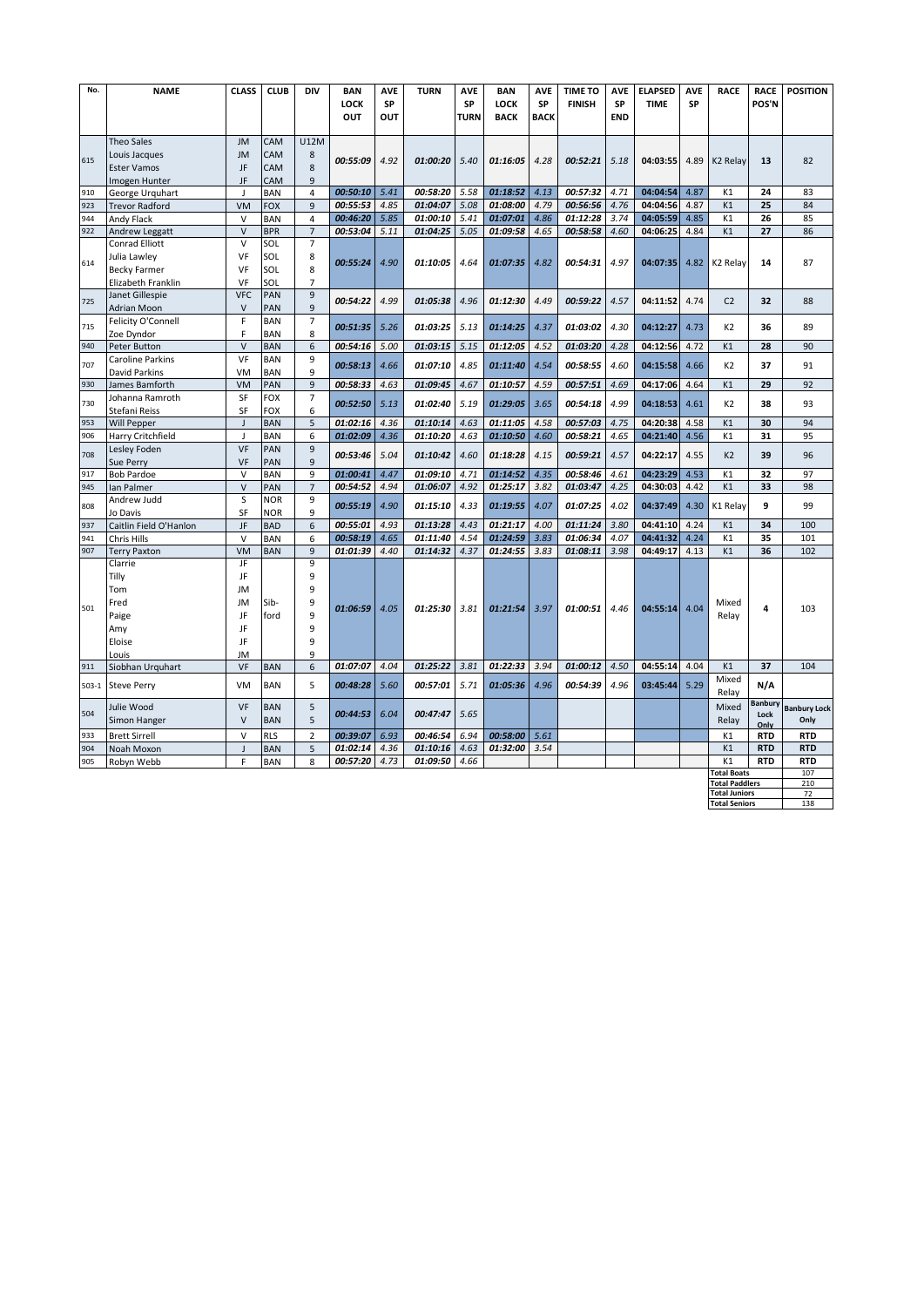| No. | NAME | CLASS | CLUB | DIV | BAN LOCK OUT | AVE SP OUT | TURN | AVE SP TURN | BAN LOCK BACK | AVE SP BACK | TIME TO FINISH | AVE SP END | ELAPSED TIME | AVE SP | RACE | RACE POS'N | POSITION |
|---|---|---|---|---|---|---|---|---|---|---|---|---|---|---|---|---|---|
| 615 | Theo Sales<br>Louis Jacques<br>Ester Vamos<br>Imogen Hunter | JM<br>JM<br>JF<br>JF | CAM<br>CAM<br>CAM<br>CAM | U12M<br>8<br>8<br>9 | 00:55:09 | 4.92 | 01:00:20 | 5.40 | 01:16:05 | 4.28 | 00:52:21 | 5.18 | 04:03:55 | 4.89 | K2 Relay | 13 | 82 |
| 910 | George Urquhart | J | BAN | 4 | 00:50:10 | 5.41 | 00:58:20 | 5.58 | 01:18:52 | 4.13 | 00:57:32 | 4.71 | 04:04:54 | 4.87 | K1 | 24 | 83 |
| 923 | Trevor Radford | VM | FOX | 9 | 00:55:53 | 4.85 | 01:04:07 | 5.08 | 01:08:00 | 4.79 | 00:56:56 | 4.76 | 04:04:56 | 4.87 | K1 | 25 | 84 |
| 944 | Andy Flack | V | BAN | 4 | 00:46:20 | 5.85 | 01:00:10 | 5.41 | 01:07:01 | 4.86 | 01:12:28 | 3.74 | 04:05:59 | 4.85 | K1 | 26 | 85 |
| 922 | Andrew Leggatt | V | BPR | 7 | 00:53:04 | 5.11 | 01:04:25 | 5.05 | 01:09:58 | 4.65 | 00:58:58 | 4.60 | 04:06:25 | 4.84 | K1 | 27 | 86 |
| 614 | Conrad Elliott<br>Julia Lawley<br>Becky Farmer<br>Elizabeth Franklin | V<br>VF<br>VF<br>VF | SOL<br>SOL<br>SOL<br>SOL | 7<br>8<br>8<br>7 | 00:55:24 | 4.90 | 01:10:05 | 4.64 | 01:07:35 | 4.82 | 00:54:31 | 4.97 | 04:07:35 | 4.82 | K2 Relay | 14 | 87 |
| 725 | Janet Gillespie<br>Adrian Moon | VFC<br>V | PAN<br>PAN | 9<br>9 | 00:54:22 | 4.99 | 01:05:38 | 4.96 | 01:12:30 | 4.49 | 00:59:22 | 4.57 | 04:11:52 | 4.74 | C2 | 32 | 88 |
| 715 | Felicity O'Connell<br>Zoe Dyndor | F<br>F | BAN<br>BAN | 7<br>8 | 00:51:35 | 5.26 | 01:03:25 | 5.13 | 01:14:25 | 4.37 | 01:03:02 | 4.30 | 04:12:27 | 4.73 | K2 | 36 | 89 |
| 940 | Peter Button | V | BAN | 6 | 00:54:16 | 5.00 | 01:03:15 | 5.15 | 01:12:05 | 4.52 | 01:03:20 | 4.28 | 04:12:56 | 4.72 | K1 | 28 | 90 |
| 707 | Caroline Parkins<br>David Parkins | VF<br>VM | BAN<br>BAN | 9<br>9 | 00:58:13 | 4.66 | 01:07:10 | 4.85 | 01:11:40 | 4.54 | 00:58:55 | 4.60 | 04:15:58 | 4.66 | K2 | 37 | 91 |
| 930 | James Bamforth | VM | PAN | 9 | 00:58:33 | 4.63 | 01:09:45 | 4.67 | 01:10:57 | 4.59 | 00:57:51 | 4.69 | 04:17:06 | 4.64 | K1 | 29 | 92 |
| 730 | Johanna Ramroth<br>Stefani Reiss | SF<br>SF | FOX<br>FOX | 7<br>6 | 00:52:50 | 5.13 | 01:02:40 | 5.19 | 01:29:05 | 3.65 | 00:54:18 | 4.99 | 04:18:53 | 4.61 | K2 | 38 | 93 |
| 953 | Will Pepper | J | BAN | 5 | 01:02:16 | 4.36 | 01:10:14 | 4.63 | 01:11:05 | 4.58 | 00:57:03 | 4.75 | 04:20:38 | 4.58 | K1 | 30 | 94 |
| 906 | Harry Critchfield | J | BAN | 6 | 01:02:09 | 4.36 | 01:10:20 | 4.63 | 01:10:50 | 4.60 | 00:58:21 | 4.65 | 04:21:40 | 4.56 | K1 | 31 | 95 |
| 708 | Lesley Foden<br>Sue Perry | VF<br>VF | PAN<br>PAN | 9<br>9 | 00:53:46 | 5.04 | 01:10:42 | 4.60 | 01:18:28 | 4.15 | 00:59:21 | 4.57 | 04:22:17 | 4.55 | K2 | 39 | 96 |
| 917 | Bob Pardoe | V | BAN | 9 | 01:00:41 | 4.47 | 01:09:10 | 4.71 | 01:14:52 | 4.35 | 00:58:46 | 4.61 | 04:23:29 | 4.53 | K1 | 32 | 97 |
| 945 | Ian Palmer | V | PAN | 7 | 00:54:52 | 4.94 | 01:06:07 | 4.92 | 01:25:17 | 3.82 | 01:03:47 | 4.25 | 04:30:03 | 4.42 | K1 | 33 | 98 |
| 808 | Andrew Judd<br>Jo Davis | S<br>SF | NOR<br>NOR | 9<br>9 | 00:55:19 | 4.90 | 01:15:10 | 4.33 | 01:19:55 | 4.07 | 01:07:25 | 4.02 | 04:37:49 | 4.30 | K1 Relay | 9 | 99 |
| 937 | Caitlin Field O'Hanlon | JF | BAD | 6 | 00:55:01 | 4.93 | 01:13:28 | 4.43 | 01:21:17 | 4.00 | 01:11:24 | 3.80 | 04:41:10 | 4.24 | K1 | 34 | 100 |
| 941 | Chris Hills | V | BAN | 6 | 00:58:19 | 4.65 | 01:11:40 | 4.54 | 01:24:59 | 3.83 | 01:06:34 | 4.07 | 04:41:32 | 4.24 | K1 | 35 | 101 |
| 907 | Terry Paxton | VM | BAN | 9 | 01:01:39 | 4.40 | 01:14:32 | 4.37 | 01:24:55 | 3.83 | 01:08:11 | 3.98 | 04:49:17 | 4.13 | K1 | 36 | 102 |
| 501 | Clarrie<br>Tilly<br>Tom<br>Fred<br>Paige<br>Amy<br>Eloise<br>Louis | JF<br>JF<br>JM<br>JM<br>JF<br>JF<br>JF<br>JM | Sib-ford | 9<br>9<br>9<br>9<br>9<br>9<br>9<br>9 | 01:06:59 | 4.05 | 01:25:30 | 3.81 | 01:21:54 | 3.97 | 01:00:51 | 4.46 | 04:55:14 | 4.04 | Mixed Relay | 4 | 103 |
| 911 | Siobhan Urquhart | VF | BAN | 6 | 01:07:07 | 4.04 | 01:25:22 | 3.81 | 01:22:33 | 3.94 | 01:00:12 | 4.50 | 04:55:14 | 4.04 | K1 | 37 | 104 |
| 503-1 | Steve Perry | VM | BAN | 5 | 00:48:28 | 5.60 | 00:57:01 | 5.71 | 01:05:36 | 4.96 | 00:54:39 | 4.96 | 03:45:44 | 5.29 | Mixed Relay | N/A | |
| 504 | Julie Wood<br>Simon Hanger | VF<br>V | BAN<br>BAN | 5<br>5 | 00:44:53 | 6.04 | 00:47:47 | 5.65 | | | | | | | Mixed Relay | Banbury Lock Only | Banbury Lock Only |
| 933 | Brett Sirrell | V | RLS | 2 | 00:39:07 | 6.93 | 00:46:54 | 6.94 | 00:58:00 | 5.61 | | | | | K1 | RTD | RTD |
| 904 | Noah Moxon | J | BAN | 5 | 01:02:14 | 4.36 | 01:10:16 | 4.63 | 01:32:00 | 3.54 | | | | | K1 | RTD | RTD |
| 905 | Robyn Webb | F | BAN | 8 | 00:57:20 | 4.73 | 01:09:50 | 4.66 | | | | | | | K1 | RTD | RTD |

| | |
|---|---|
| Total Boats | 107 |
| Total Paddlers | 210 |
| Total Juniors | 72 |
| Total Seniors | 138 |